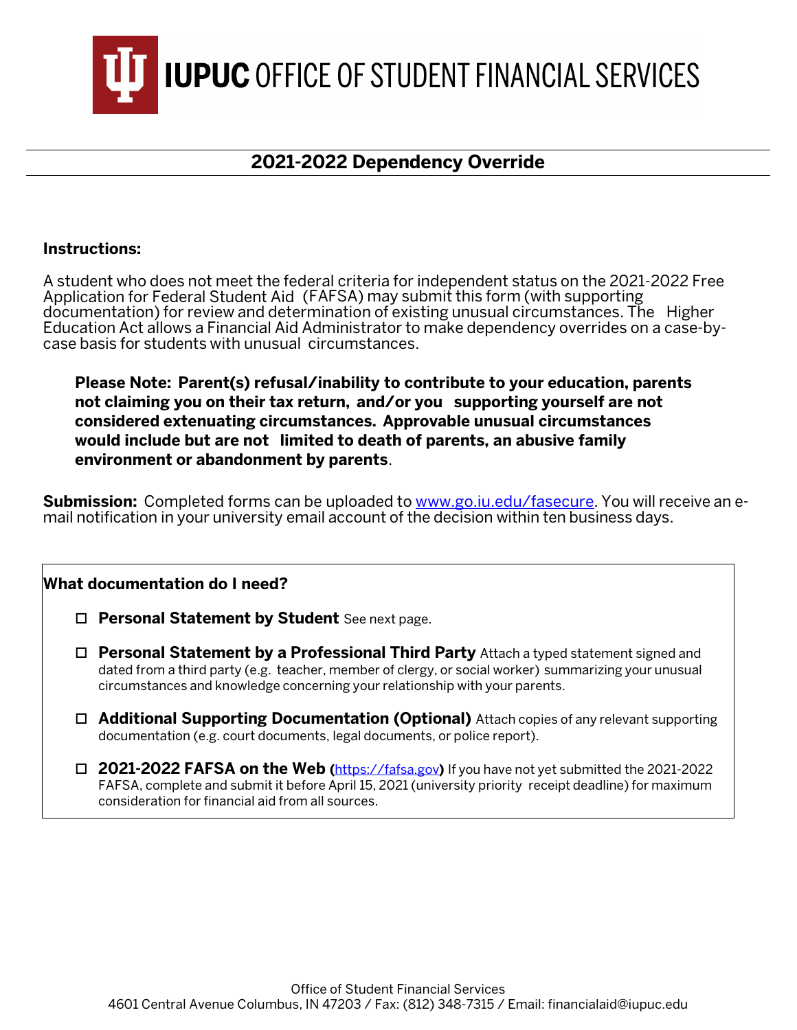# IUPUC OFFICE OF STUDENT FINANCIAL SERVICES

## 2021-2022 Dependency Override

**Instructions:**

A student who does not meet the federal criteria for independent status on the 2021-2022 Free Application for Federal Student Aid (FAFSA) may submit this form (with supporting documentation) for review and determination of existing unusual circumstances. The Higher Education Act allows a Financial Aid Administrator to make dependency overrides on a case-by-case basis for students with unusual circumstances.

> **Please Note: Parent(s) refusal/inability to contribute to your education, parents not claiming you on their tax return, and/or you supporting yourself are not considered extenuating circumstances. Approvable unusual circumstances would include but are not limited to death of parents, an abusive family environment or abandonment by parents**.

**Submission:** Completed forms can be uploaded to www.go.iu.edu/fasecure. You will receive an e-mail notification in your university email account of the decision within ten business days.

**What documentation do I need?**

- ☐ **Personal Statement by Student** See next page.
- ☐ **Personal Statement by a Professional Third Party** Attach a typed statement signed and dated from a third party (e.g. teacher, member of clergy, or social worker) summarizing your unusual circumstances and knowledge concerning your relationship with your parents.
- ☐ **Additional Supporting Documentation (Optional)** Attach copies of any relevant supporting documentation (e.g. court documents, legal documents, or police report).
- ☐ **2021-2022 FAFSA on the Web (**https://fafsa.gov**)** If you have not yet submitted the 2021-2022 FAFSA, complete and submit it before April 15, 2021 (university priority receipt deadline) for maximum consideration for financial aid from all sources.

Office of Student Financial Services
4601 Central Avenue Columbus, IN 47203 / Fax: (812) 348-7315 / Email: financialaid@iupuc.edu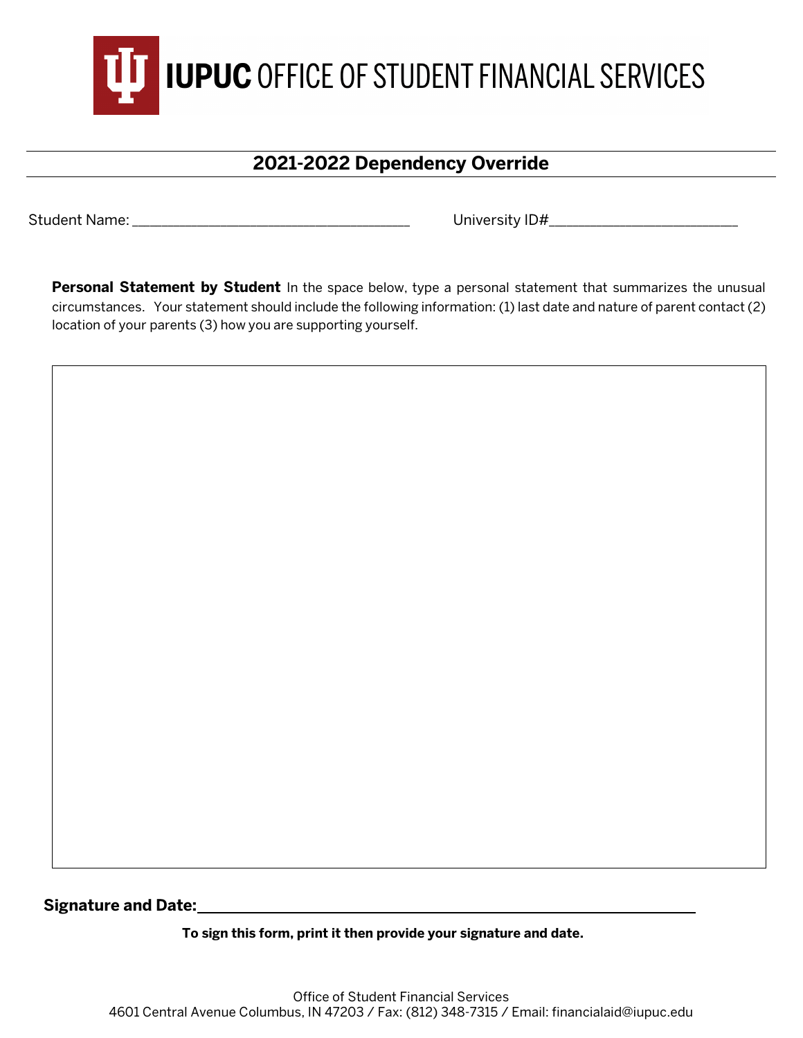**IUPUC** OFFICE OF STUDENT FINANCIAL SERVICES

## 2021-2022 Dependency Override

Student Name: ___________________________________ University ID#________________________

**Personal Statement by Student** In the space below, type a personal statement that summarizes the unusual circumstances. Your statement should include the following information: (1) last date and nature of parent contact (2) location of your parents (3) how you are supporting yourself.

**Signature and Date:**_______________________________________________________

**To sign this form, print it then provide your signature and date.**

Office of Student Financial Services
4601 Central Avenue Columbus, IN 47203 / Fax: (812) 348-7315 / Email: financialaid@iupuc.edu